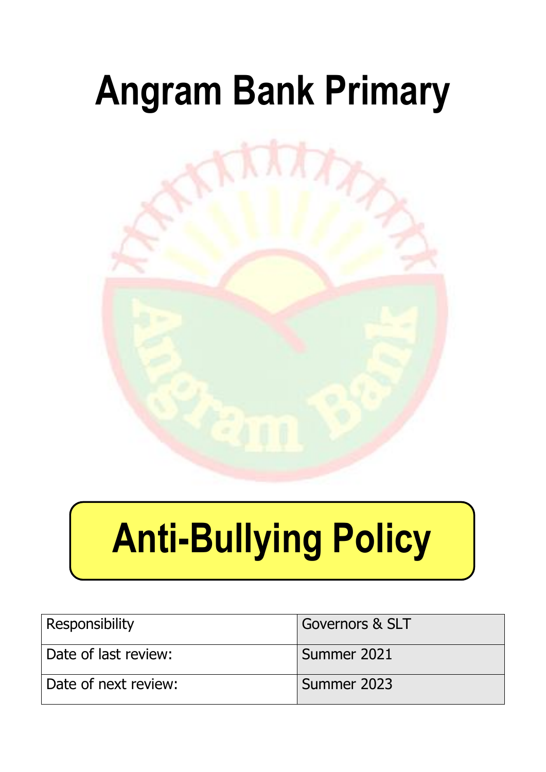# Angram Bank Primary

# Anti-Bullying Policy

| Responsibility | Governors & SLT |
|---|---|
| Date of last review: | Summer 2021 |
| Date of next review: | Summer 2023 |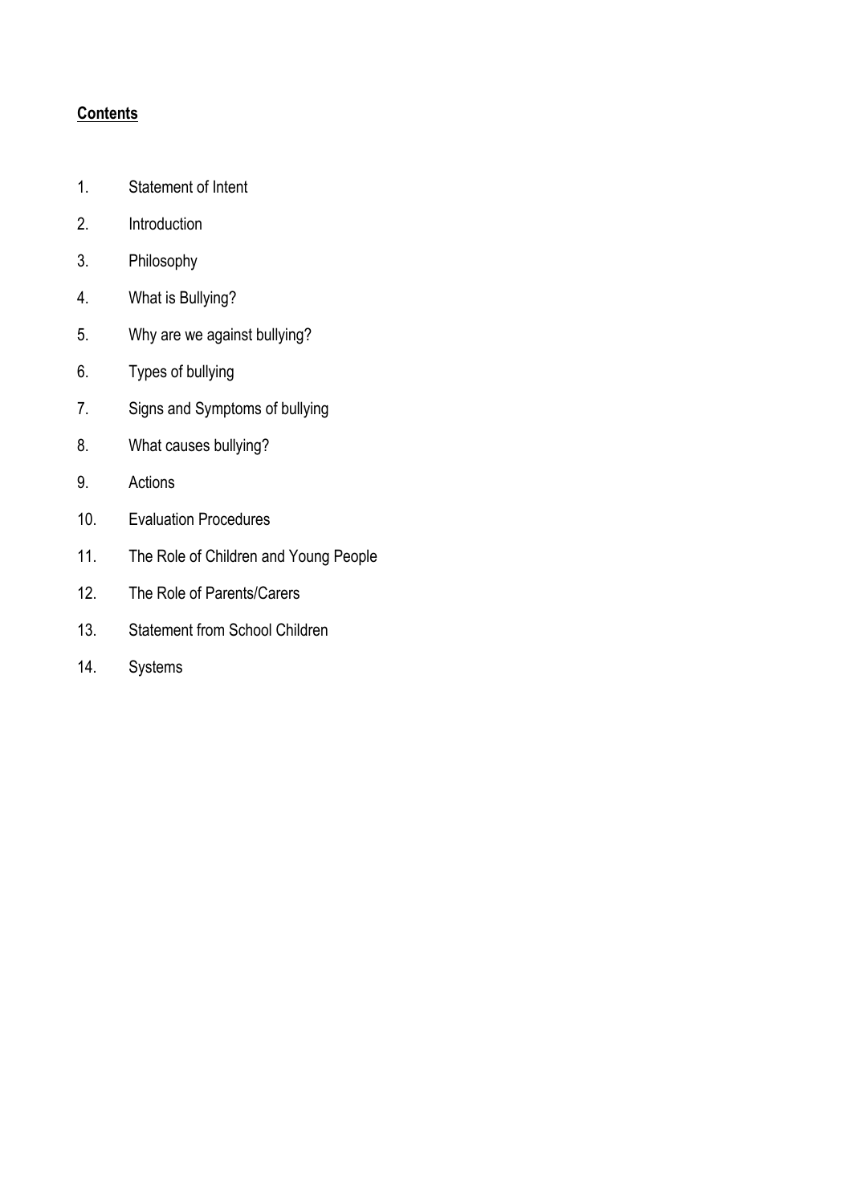**Contents**

1. Statement of Intent
2. Introduction
3. Philosophy
4. What is Bullying?
5. Why are we against bullying?
6. Types of bullying
7. Signs and Symptoms of bullying
8. What causes bullying?
9. Actions
10. Evaluation Procedures
11. The Role of Children and Young People
12. The Role of Parents/Carers
13. Statement from School Children
14. Systems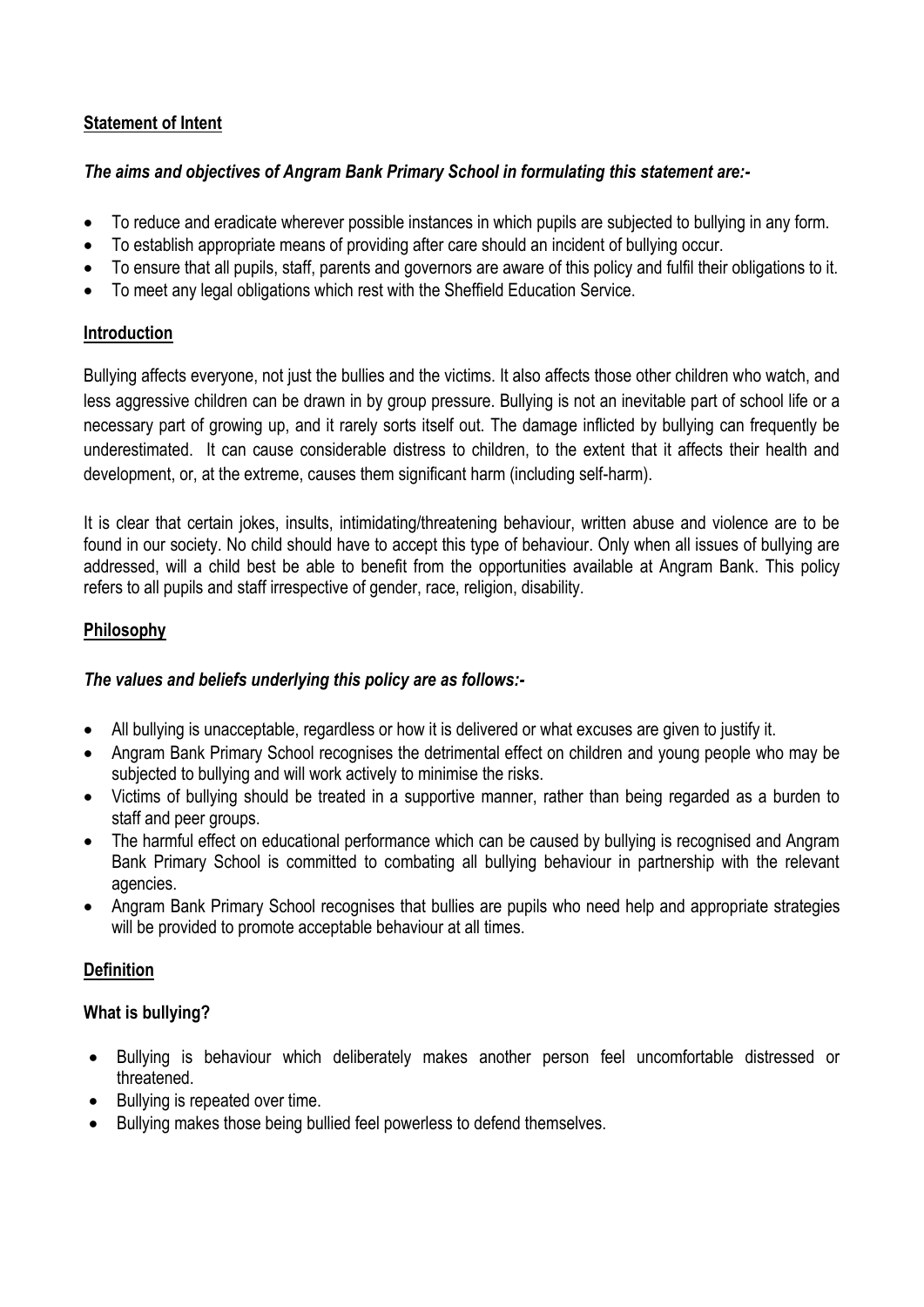## Statement of Intent

***The aims and objectives of Angram Bank Primary School in formulating this statement are:-***

- To reduce and eradicate wherever possible instances in which pupils are subjected to bullying in any form.
- To establish appropriate means of providing after care should an incident of bullying occur.
- To ensure that all pupils, staff, parents and governors are aware of this policy and fulfil their obligations to it.
- To meet any legal obligations which rest with the Sheffield Education Service.

## Introduction

Bullying affects everyone, not just the bullies and the victims. It also affects those other children who watch, and less aggressive children can be drawn in by group pressure. Bullying is not an inevitable part of school life or a necessary part of growing up, and it rarely sorts itself out. The damage inflicted by bullying can frequently be underestimated. It can cause considerable distress to children, to the extent that it affects their health and development, or, at the extreme, causes them significant harm (including self-harm).

It is clear that certain jokes, insults, intimidating/threatening behaviour, written abuse and violence are to be found in our society. No child should have to accept this type of behaviour. Only when all issues of bullying are addressed, will a child best be able to benefit from the opportunities available at Angram Bank. This policy refers to all pupils and staff irrespective of gender, race, religion, disability.

## Philosophy

***The values and beliefs underlying this policy are as follows:-***

- All bullying is unacceptable, regardless or how it is delivered or what excuses are given to justify it.
- Angram Bank Primary School recognises the detrimental effect on children and young people who may be subjected to bullying and will work actively to minimise the risks.
- Victims of bullying should be treated in a supportive manner, rather than being regarded as a burden to staff and peer groups.
- The harmful effect on educational performance which can be caused by bullying is recognised and Angram Bank Primary School is committed to combating all bullying behaviour in partnership with the relevant agencies.
- Angram Bank Primary School recognises that bullies are pupils who need help and appropriate strategies will be provided to promote acceptable behaviour at all times.

## Definition

### What is bullying?

- Bullying is behaviour which deliberately makes another person feel uncomfortable distressed or threatened.
- Bullying is repeated over time.
- Bullying makes those being bullied feel powerless to defend themselves.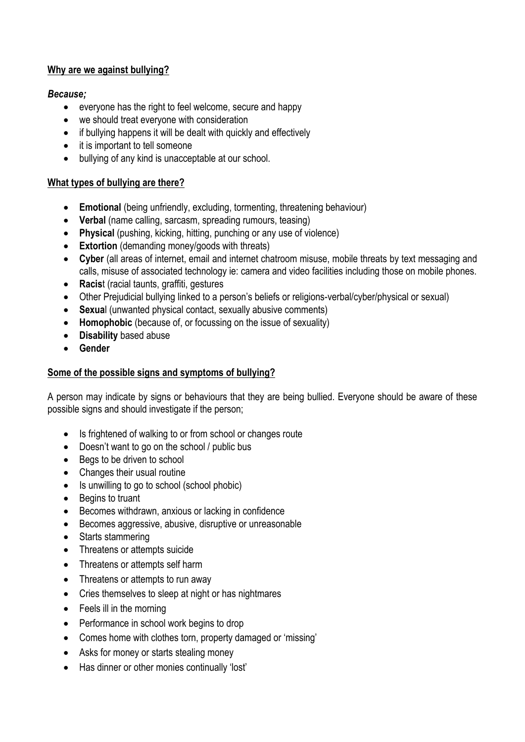**Why are we against bullying?**

***Because;***

- everyone has the right to feel welcome, secure and happy
- we should treat everyone with consideration
- if bullying happens it will be dealt with quickly and effectively
- it is important to tell someone
- bullying of any kind is unacceptable at our school.

**What types of bullying are there?**

- **Emotional** (being unfriendly, excluding, tormenting, threatening behaviour)
- **Verbal** (name calling, sarcasm, spreading rumours, teasing)
- **Physical** (pushing, kicking, hitting, punching or any use of violence)
- **Extortion** (demanding money/goods with threats)
- **Cyber** (all areas of internet, email and internet chatroom misuse, mobile threats by text messaging and calls, misuse of associated technology ie: camera and video facilities including those on mobile phones.
- **Racis**t (racial taunts, graffiti, gestures
- Other Prejudicial bullying linked to a person's beliefs or religions-verbal/cyber/physical or sexual)
- **Sexua**l (unwanted physical contact, sexually abusive comments)
- **Homophobic** (because of, or focussing on the issue of sexuality)
- **Disability** based abuse
- **Gender**

**Some of the possible signs and symptoms of bullying?**

A person may indicate by signs or behaviours that they are being bullied. Everyone should be aware of these possible signs and should investigate if the person;

- Is frightened of walking to or from school or changes route
- Doesn't want to go on the school / public bus
- Begs to be driven to school
- Changes their usual routine
- Is unwilling to go to school (school phobic)
- Begins to truant
- Becomes withdrawn, anxious or lacking in confidence
- Becomes aggressive, abusive, disruptive or unreasonable
- Starts stammering
- Threatens or attempts suicide
- Threatens or attempts self harm
- Threatens or attempts to run away
- Cries themselves to sleep at night or has nightmares
- Feels ill in the morning
- Performance in school work begins to drop
- Comes home with clothes torn, property damaged or 'missing'
- Asks for money or starts stealing money
- Has dinner or other monies continually 'lost'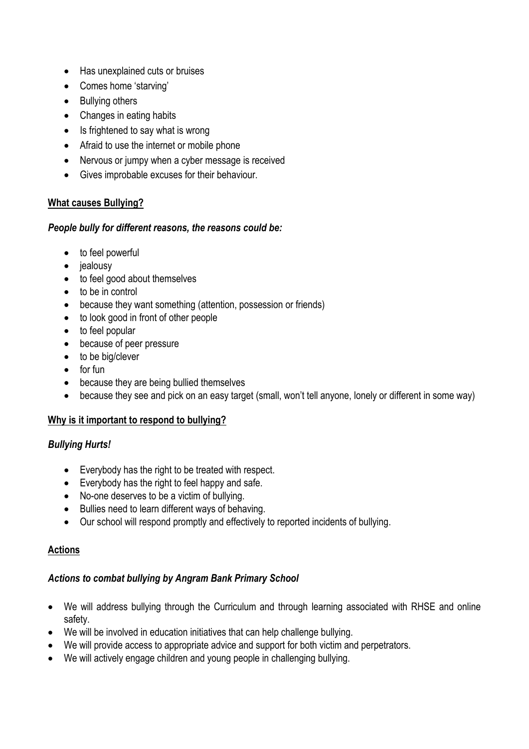- Has unexplained cuts or bruises
- Comes home 'starving'
- Bullying others
- Changes in eating habits
- Is frightened to say what is wrong
- Afraid to use the internet or mobile phone
- Nervous or jumpy when a cyber message is received
- Gives improbable excuses for their behaviour.

**<u>What causes Bullying?</u>**

***People bully for different reasons, the reasons could be:***

- to feel powerful
- jealousy
- to feel good about themselves
- to be in control
- because they want something (attention, possession or friends)
- to look good in front of other people
- to feel popular
- because of peer pressure
- to be big/clever
- for fun
- because they are being bullied themselves
- because they see and pick on an easy target (small, won't tell anyone, lonely or different in some way)

**<u>Why is it important to respond to bullying?</u>**

***Bullying Hurts!***

- Everybody has the right to be treated with respect.
- Everybody has the right to feel happy and safe.
- No-one deserves to be a victim of bullying.
- Bullies need to learn different ways of behaving.
- Our school will respond promptly and effectively to reported incidents of bullying.

**<u>Actions</u>**

***Actions to combat bullying by Angram Bank Primary School***

- We will address bullying through the Curriculum and through learning associated with RHSE and online safety.
- We will be involved in education initiatives that can help challenge bullying.
- We will provide access to appropriate advice and support for both victim and perpetrators.
- We will actively engage children and young people in challenging bullying.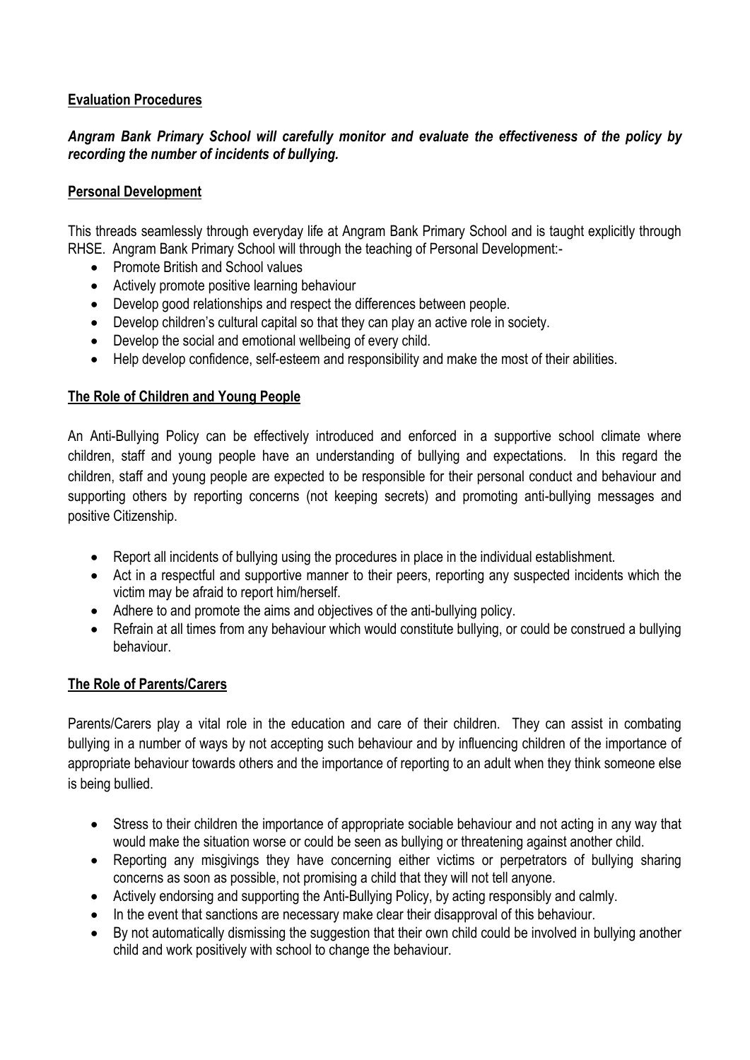## Evaluation Procedures

***Angram Bank Primary School will carefully monitor and evaluate the effectiveness of the policy by recording the number of incidents of bullying.***

## Personal Development

This threads seamlessly through everyday life at Angram Bank Primary School and is taught explicitly through RHSE. Angram Bank Primary School will through the teaching of Personal Development:-

- Promote British and School values
- Actively promote positive learning behaviour
- Develop good relationships and respect the differences between people.
- Develop children's cultural capital so that they can play an active role in society.
- Develop the social and emotional wellbeing of every child.
- Help develop confidence, self-esteem and responsibility and make the most of their abilities.

## The Role of Children and Young People

An Anti-Bullying Policy can be effectively introduced and enforced in a supportive school climate where children, staff and young people have an understanding of bullying and expectations. In this regard the children, staff and young people are expected to be responsible for their personal conduct and behaviour and supporting others by reporting concerns (not keeping secrets) and promoting anti-bullying messages and positive Citizenship.

- Report all incidents of bullying using the procedures in place in the individual establishment.
- Act in a respectful and supportive manner to their peers, reporting any suspected incidents which the victim may be afraid to report him/herself.
- Adhere to and promote the aims and objectives of the anti-bullying policy.
- Refrain at all times from any behaviour which would constitute bullying, or could be construed a bullying behaviour.

## The Role of Parents/Carers

Parents/Carers play a vital role in the education and care of their children. They can assist in combating bullying in a number of ways by not accepting such behaviour and by influencing children of the importance of appropriate behaviour towards others and the importance of reporting to an adult when they think someone else is being bullied.

- Stress to their children the importance of appropriate sociable behaviour and not acting in any way that would make the situation worse or could be seen as bullying or threatening against another child.
- Reporting any misgivings they have concerning either victims or perpetrators of bullying sharing concerns as soon as possible, not promising a child that they will not tell anyone.
- Actively endorsing and supporting the Anti-Bullying Policy, by acting responsibly and calmly.
- In the event that sanctions are necessary make clear their disapproval of this behaviour.
- By not automatically dismissing the suggestion that their own child could be involved in bullying another child and work positively with school to change the behaviour.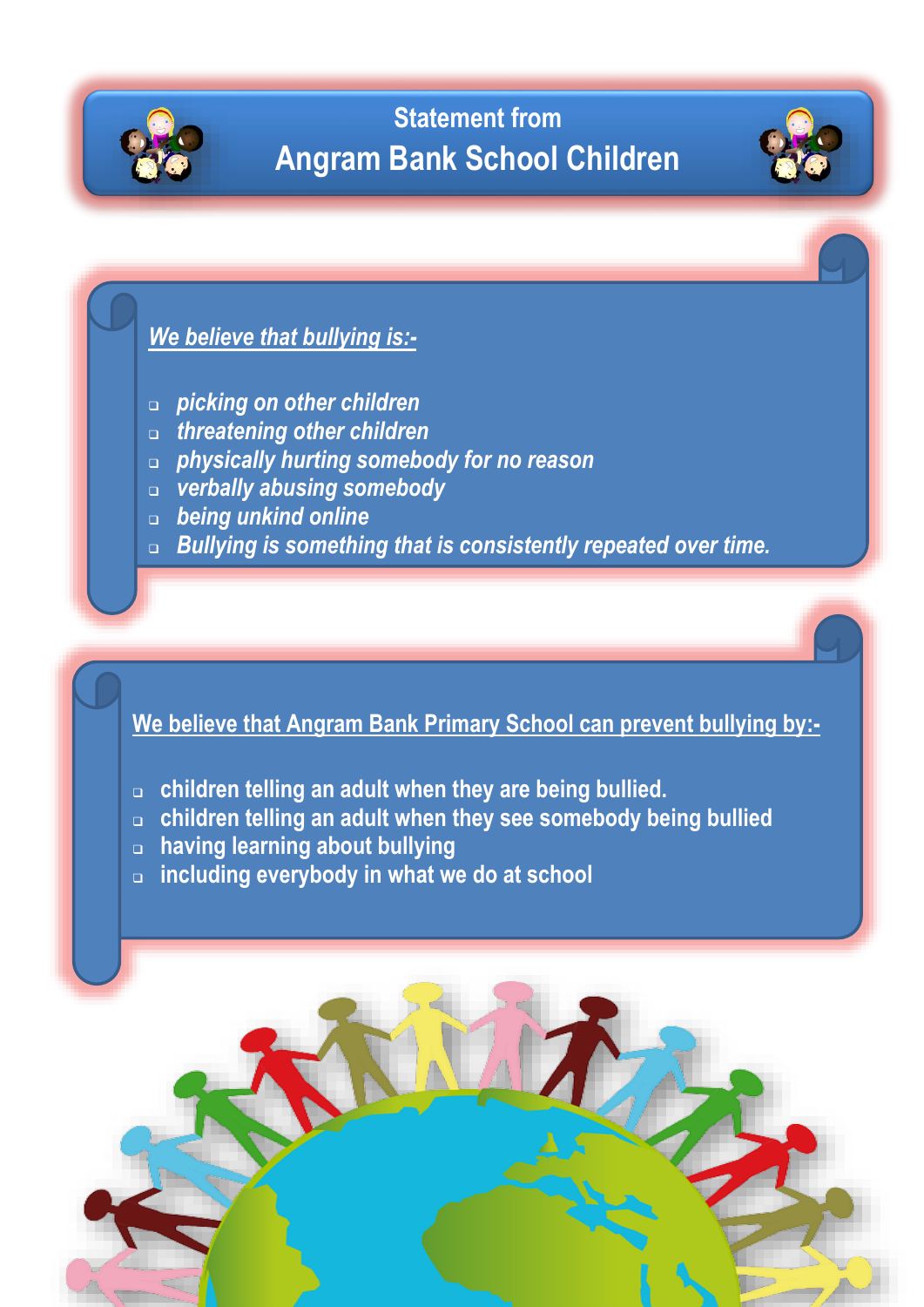# Statement from Angram Bank School Children

*We believe that bullying is:-*

- *picking on other children*
- *threatening other children*
- *physically hurting somebody for no reason*
- *verbally abusing somebody*
- *being unkind online*
- *Bullying is something that is consistently repeated over time.*

We believe that Angram Bank Primary School can prevent bullying by:-

- children telling an adult when they are being bullied.
- children telling an adult when they see somebody being bullied
- having learning about bullying
- including everybody in what we do at school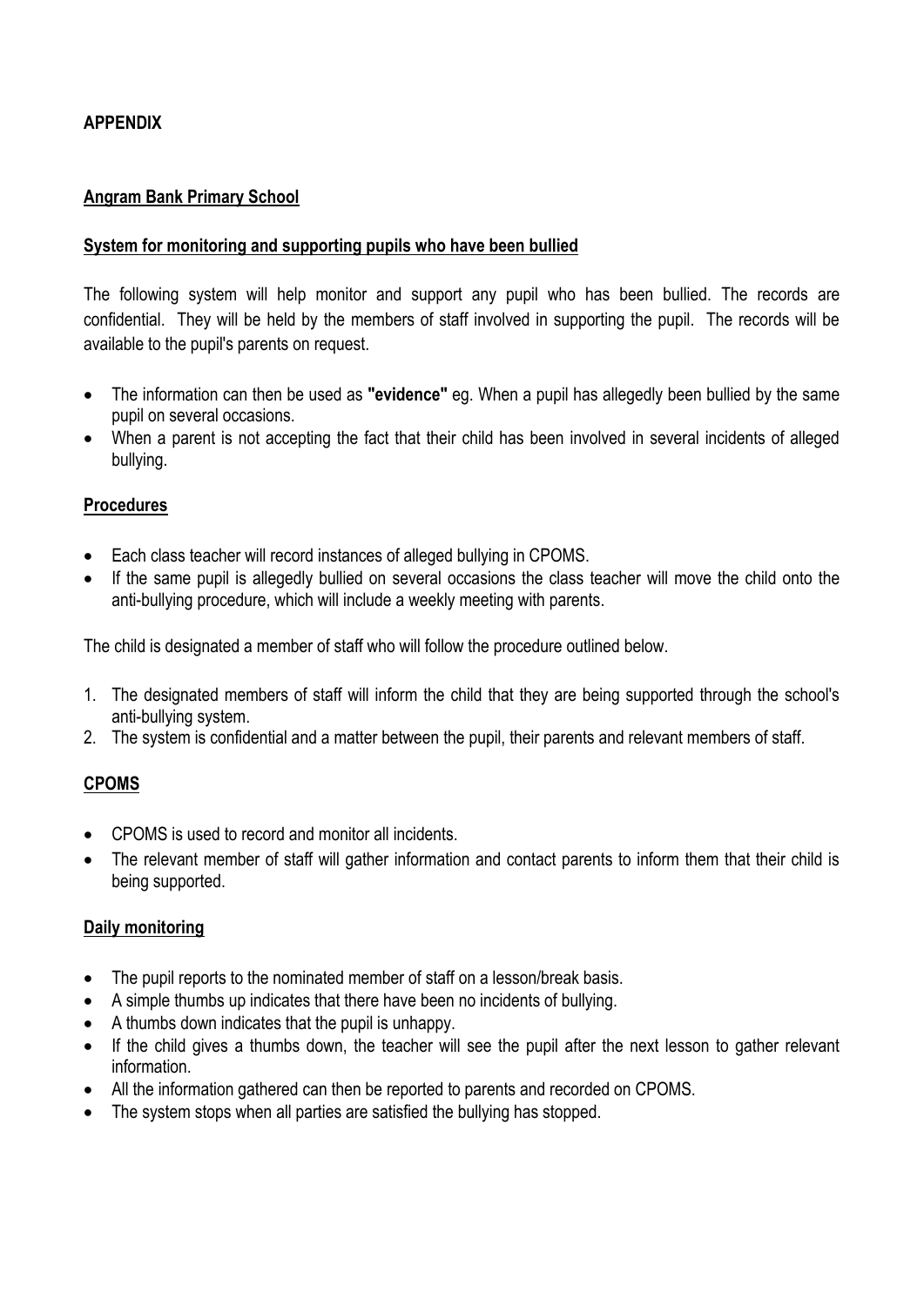**APPENDIX**

## Angram Bank Primary School

### System for monitoring and supporting pupils who have been bullied

The following system will help monitor and support any pupil who has been bullied. The records are confidential. They will be held by the members of staff involved in supporting the pupil. The records will be available to the pupil's parents on request.

- The information can then be used as **"evidence"** eg. When a pupil has allegedly been bullied by the same pupil on several occasions.
- When a parent is not accepting the fact that their child has been involved in several incidents of alleged bullying.

### Procedures

- Each class teacher will record instances of alleged bullying in CPOMS.
- If the same pupil is allegedly bullied on several occasions the class teacher will move the child onto the anti-bullying procedure, which will include a weekly meeting with parents.

The child is designated a member of staff who will follow the procedure outlined below.

1. The designated members of staff will inform the child that they are being supported through the school's anti-bullying system.
2. The system is confidential and a matter between the pupil, their parents and relevant members of staff.

### CPOMS

- CPOMS is used to record and monitor all incidents.
- The relevant member of staff will gather information and contact parents to inform them that their child is being supported.

### Daily monitoring

- The pupil reports to the nominated member of staff on a lesson/break basis.
- A simple thumbs up indicates that there have been no incidents of bullying.
- A thumbs down indicates that the pupil is unhappy.
- If the child gives a thumbs down, the teacher will see the pupil after the next lesson to gather relevant information.
- All the information gathered can then be reported to parents and recorded on CPOMS.
- The system stops when all parties are satisfied the bullying has stopped.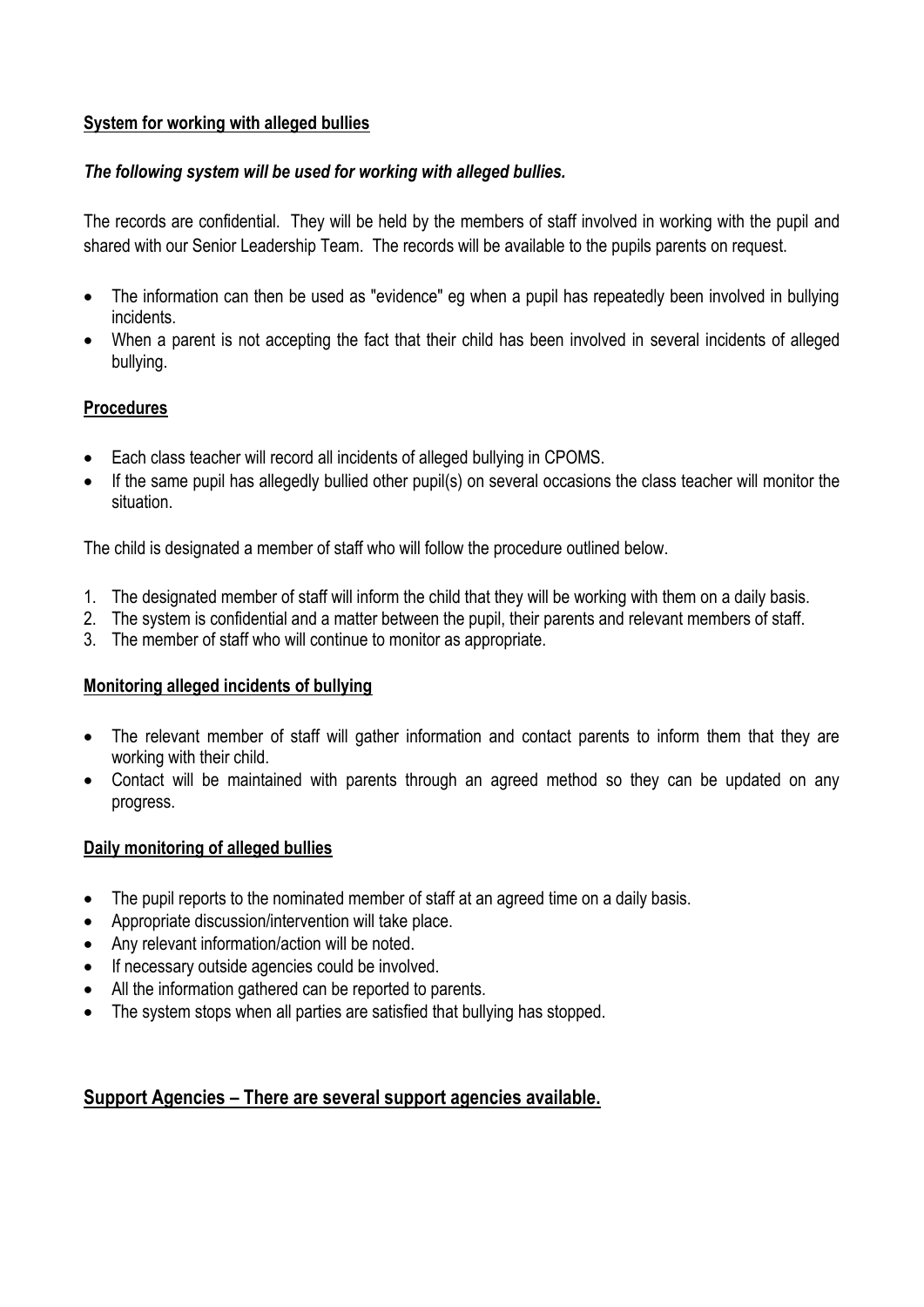**System for working with alleged bullies**

***The following system will be used for working with alleged bullies.***

The records are confidential. They will be held by the members of staff involved in working with the pupil and shared with our Senior Leadership Team. The records will be available to the pupils parents on request.

- The information can then be used as "evidence" eg when a pupil has repeatedly been involved in bullying incidents.
- When a parent is not accepting the fact that their child has been involved in several incidents of alleged bullying.

**Procedures**

- Each class teacher will record all incidents of alleged bullying in CPOMS.
- If the same pupil has allegedly bullied other pupil(s) on several occasions the class teacher will monitor the situation.

The child is designated a member of staff who will follow the procedure outlined below.

1. The designated member of staff will inform the child that they will be working with them on a daily basis.
2. The system is confidential and a matter between the pupil, their parents and relevant members of staff.
3. The member of staff who will continue to monitor as appropriate.

**Monitoring alleged incidents of bullying**

- The relevant member of staff will gather information and contact parents to inform them that they are working with their child.
- Contact will be maintained with parents through an agreed method so they can be updated on any progress.

**Daily monitoring of alleged bullies**

- The pupil reports to the nominated member of staff at an agreed time on a daily basis.
- Appropriate discussion/intervention will take place.
- Any relevant information/action will be noted.
- If necessary outside agencies could be involved.
- All the information gathered can be reported to parents.
- The system stops when all parties are satisfied that bullying has stopped.

**Support Agencies – There are several support agencies available.**